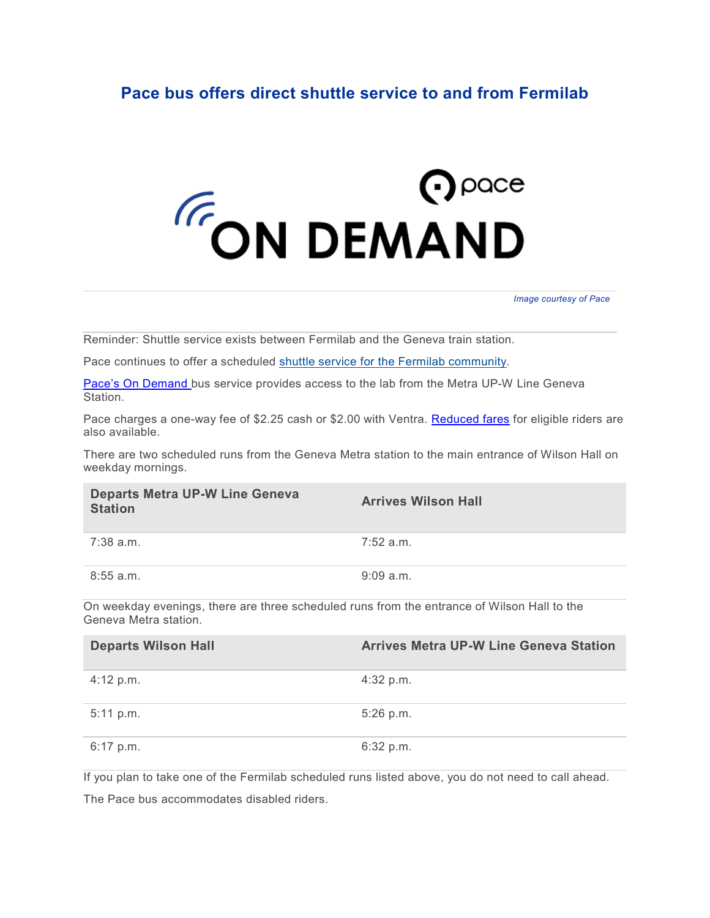# Pace bus offers direct shuttle service to and from Fermilab

*Image courtesy of Pace*

Reminder: Shuttle service exists between Fermilab and the Geneva train station.

Pace continues to offer a scheduled [shuttle service for the Fermilab community](#).

[Pace's On Demand](#) bus service provides access to the lab from the Metra UP-W Line Geneva Station.

Pace charges a one-way fee of $2.25 cash or $2.00 with Ventra. [Reduced fares](#) for eligible riders are also available.

There are two scheduled runs from the Geneva Metra station to the main entrance of Wilson Hall on weekday mornings.

| Departs Metra UP-W Line Geneva Station | Arrives Wilson Hall |
| --- | --- |
| 7:38 a.m. | 7:52 a.m. |
| 8:55 a.m. | 9:09 a.m. |

On weekday evenings, there are three scheduled runs from the entrance of Wilson Hall to the Geneva Metra station.

| Departs Wilson Hall | Arrives Metra UP-W Line Geneva Station |
| --- | --- |
| 4:12 p.m. | 4:32 p.m. |
| 5:11 p.m. | 5:26 p.m. |
| 6:17 p.m. | 6:32 p.m. |

If you plan to take one of the Fermilab scheduled runs listed above, you do not need to call ahead.

The Pace bus accommodates disabled riders.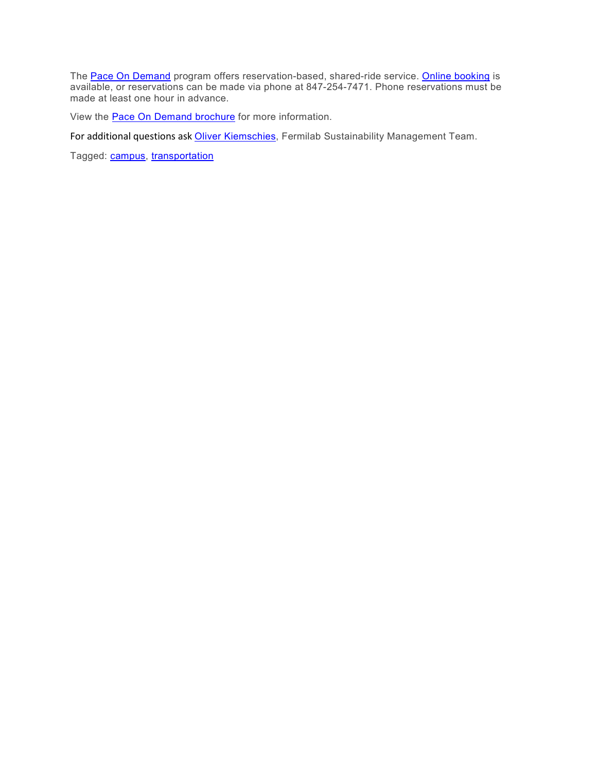The Pace On Demand program offers reservation-based, shared-ride service. Online booking is available, or reservations can be made via phone at 847-254-7471. Phone reservations must be made at least one hour in advance.

View the Pace On Demand brochure for more information.

For additional questions ask Oliver Kiemschies, Fermilab Sustainability Management Team.

Tagged: campus, transportation